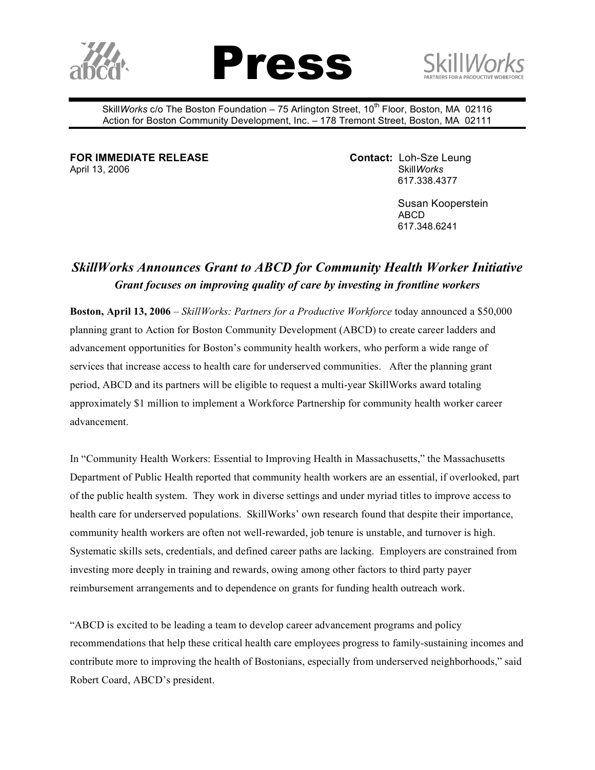# Press

Skill*Works* c/o The Boston Foundation – 75 Arlington Street, 10th Floor, Boston, MA 02116
Action for Boston Community Development, Inc. – 178 Tremont Street, Boston, MA 02111

**FOR IMMEDIATE RELEASE**
April 13, 2006

**Contact:** Loh-Sze Leung
Skill*Works*
617.338.4377

Susan Kooperstein
ABCD
617.348.6241

## *SkillWorks Announces Grant to ABCD for Community Health Worker Initiative*

### *Grant focuses on improving quality of care by investing in frontline workers*

**Boston, April 13, 2006** – *SkillWorks: Partners for a Productive Workforce* today announced a $50,000 planning grant to Action for Boston Community Development (ABCD) to create career ladders and advancement opportunities for Boston's community health workers, who perform a wide range of services that increase access to health care for underserved communities. After the planning grant period, ABCD and its partners will be eligible to request a multi-year SkillWorks award totaling approximately $1 million to implement a Workforce Partnership for community health worker career advancement.

In "Community Health Workers: Essential to Improving Health in Massachusetts," the Massachusetts Department of Public Health reported that community health workers are an essential, if overlooked, part of the public health system. They work in diverse settings and under myriad titles to improve access to health care for underserved populations. SkillWorks' own research found that despite their importance, community health workers are often not well-rewarded, job tenure is unstable, and turnover is high. Systematic skills sets, credentials, and defined career paths are lacking. Employers are constrained from investing more deeply in training and rewards, owing among other factors to third party payer reimbursement arrangements and to dependence on grants for funding health outreach work.

"ABCD is excited to be leading a team to develop career advancement programs and policy recommendations that help these critical health care employees progress to family-sustaining incomes and contribute more to improving the health of Bostonians, especially from underserved neighborhoods," said Robert Coard, ABCD's president.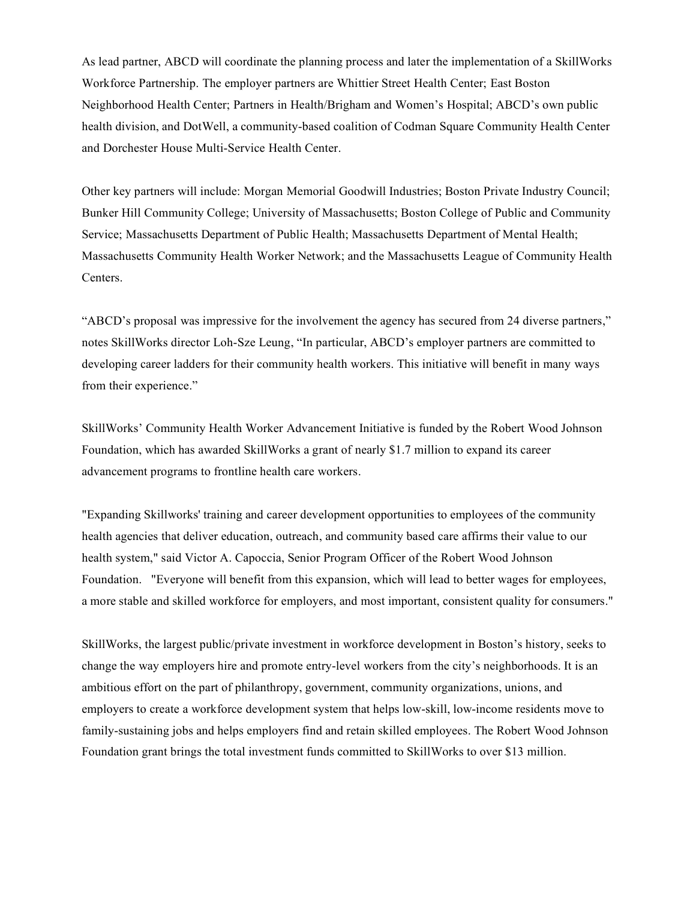As lead partner, ABCD will coordinate the planning process and later the implementation of a SkillWorks Workforce Partnership. The employer partners are Whittier Street Health Center; East Boston Neighborhood Health Center; Partners in Health/Brigham and Women's Hospital; ABCD's own public health division, and DotWell, a community-based coalition of Codman Square Community Health Center and Dorchester House Multi-Service Health Center.

Other key partners will include: Morgan Memorial Goodwill Industries; Boston Private Industry Council; Bunker Hill Community College; University of Massachusetts; Boston College of Public and Community Service; Massachusetts Department of Public Health; Massachusetts Department of Mental Health; Massachusetts Community Health Worker Network; and the Massachusetts League of Community Health Centers.

"ABCD's proposal was impressive for the involvement the agency has secured from 24 diverse partners," notes SkillWorks director Loh-Sze Leung, "In particular, ABCD's employer partners are committed to developing career ladders for their community health workers. This initiative will benefit in many ways from their experience."

SkillWorks' Community Health Worker Advancement Initiative is funded by the Robert Wood Johnson Foundation, which has awarded SkillWorks a grant of nearly $1.7 million to expand its career advancement programs to frontline health care workers.

"Expanding Skillworks' training and career development opportunities to employees of the community health agencies that deliver education, outreach, and community based care affirms their value to our health system," said Victor A. Capoccia, Senior Program Officer of the Robert Wood Johnson Foundation. "Everyone will benefit from this expansion, which will lead to better wages for employees, a more stable and skilled workforce for employers, and most important, consistent quality for consumers."

SkillWorks, the largest public/private investment in workforce development in Boston's history, seeks to change the way employers hire and promote entry-level workers from the city's neighborhoods. It is an ambitious effort on the part of philanthropy, government, community organizations, unions, and employers to create a workforce development system that helps low-skill, low-income residents move to family-sustaining jobs and helps employers find and retain skilled employees. The Robert Wood Johnson Foundation grant brings the total investment funds committed to SkillWorks to over $13 million.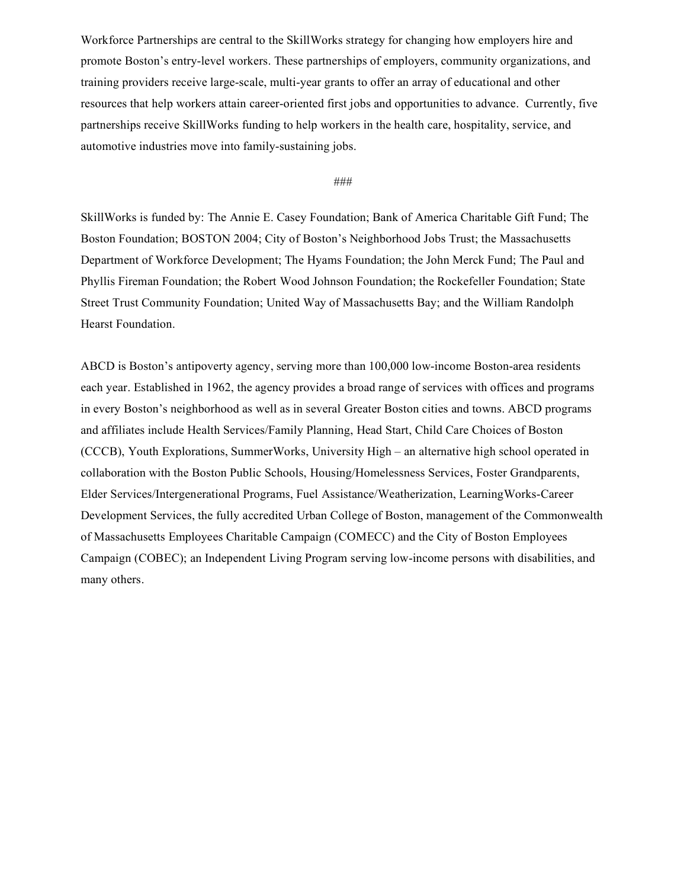Workforce Partnerships are central to the SkillWorks strategy for changing how employers hire and promote Boston's entry-level workers. These partnerships of employers, community organizations, and training providers receive large-scale, multi-year grants to offer an array of educational and other resources that help workers attain career-oriented first jobs and opportunities to advance. Currently, five partnerships receive SkillWorks funding to help workers in the health care, hospitality, service, and automotive industries move into family-sustaining jobs.

###

SkillWorks is funded by: The Annie E. Casey Foundation; Bank of America Charitable Gift Fund; The Boston Foundation; BOSTON 2004; City of Boston's Neighborhood Jobs Trust; the Massachusetts Department of Workforce Development; The Hyams Foundation; the John Merck Fund; The Paul and Phyllis Fireman Foundation; the Robert Wood Johnson Foundation; the Rockefeller Foundation; State Street Trust Community Foundation; United Way of Massachusetts Bay; and the William Randolph Hearst Foundation.

ABCD is Boston's antipoverty agency, serving more than 100,000 low-income Boston-area residents each year. Established in 1962, the agency provides a broad range of services with offices and programs in every Boston's neighborhood as well as in several Greater Boston cities and towns. ABCD programs and affiliates include Health Services/Family Planning, Head Start, Child Care Choices of Boston (CCCB), Youth Explorations, SummerWorks, University High – an alternative high school operated in collaboration with the Boston Public Schools, Housing/Homelessness Services, Foster Grandparents, Elder Services/Intergenerational Programs, Fuel Assistance/Weatherization, LearningWorks-Career Development Services, the fully accredited Urban College of Boston, management of the Commonwealth of Massachusetts Employees Charitable Campaign (COMECC) and the City of Boston Employees Campaign (COBEC); an Independent Living Program serving low-income persons with disabilities, and many others.